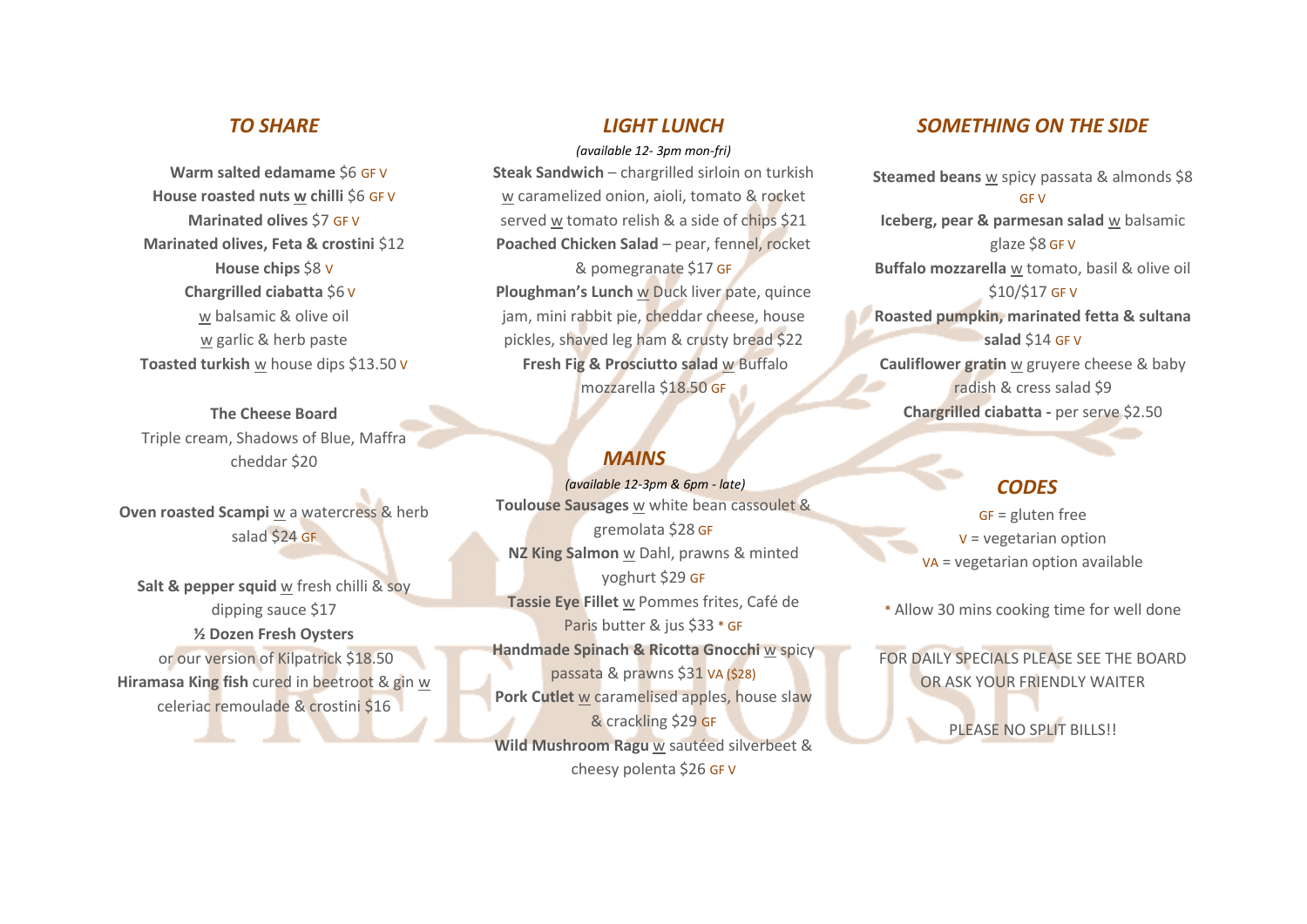## *TO SHARE*

**Warm salted edamame** $6 GF V
**House roasted nuts w chilli** $6 GF V
**Marinated olives** $7 GF V
**Marinated olives, Feta & crostini** $12
**House chips** $8 V
**Chargrilled ciabatta** $6 V
w balsamic & olive oil
w garlic & herb paste
**Toasted turkish** w house dips $13.50 V

**The Cheese Board**
Triple cream, Shadows of Blue, Maffra cheddar $20

**Oven roasted Scampi** w a watercress & herb salad $24 GF

**Salt & pepper squid** w fresh chilli & soy dipping sauce $17
**½ Dozen Fresh Oysters**
or our version of Kilpatrick $18.50
**Hiramasa King fish** cured in beetroot & gin w celeriac remoulade & crostini $16

## *LIGHT LUNCH*

*(available 12- 3pm mon-fri)*

**Steak Sandwich** – chargrilled sirloin on turkish w caramelized onion, aioli, tomato & rocket served w tomato relish & a side of chips $21
**Poached Chicken Salad** – pear, fennel, rocket & pomegranate $17 GF
**Ploughman's Lunch** w Duck liver pate, quince jam, mini rabbit pie, cheddar cheese, house pickles, shaved leg ham & crusty bread $22
**Fresh Fig & Prosciutto salad** w Buffalo mozzarella $18.50 GF

## *MAINS*

*(available 12-3pm & 6pm - late)*

**Toulouse Sausages** w white bean cassoulet & gremolata $28 GF
**NZ King Salmon** w Dahl, prawns & minted yoghurt $29 GF
**Tassie Eye Fillet** w Pommes frites, Café de Paris butter & jus $33 * GF
**Handmade Spinach & Ricotta Gnocchi** w spicy passata & prawns $31 VA ($28)
**Pork Cutlet** w caramelised apples, house slaw & crackling $29 GF
**Wild Mushroom Ragu** w sautéed silverbeet & cheesy polenta $26 GF V

## *SOMETHING ON THE SIDE*

**Steamed beans** w spicy passata & almonds $8 GF V
**Iceberg, pear & parmesan salad** w balsamic glaze $8 GF V
**Buffalo mozzarella** w tomato, basil & olive oil $10/$17 GF V
**Roasted pumpkin, marinated fetta & sultana salad** $14 GF V
**Cauliflower gratin** w gruyere cheese & baby radish & cress salad $9
**Chargrilled ciabatta -** per serve $2.50

## *CODES*

GF = gluten free
V = vegetarian option
VA = vegetarian option available

\* Allow 30 mins cooking time for well done

FOR DAILY SPECIALS PLEASE SEE THE BOARD OR ASK YOUR FRIENDLY WAITER

PLEASE NO SPLIT BILLS!!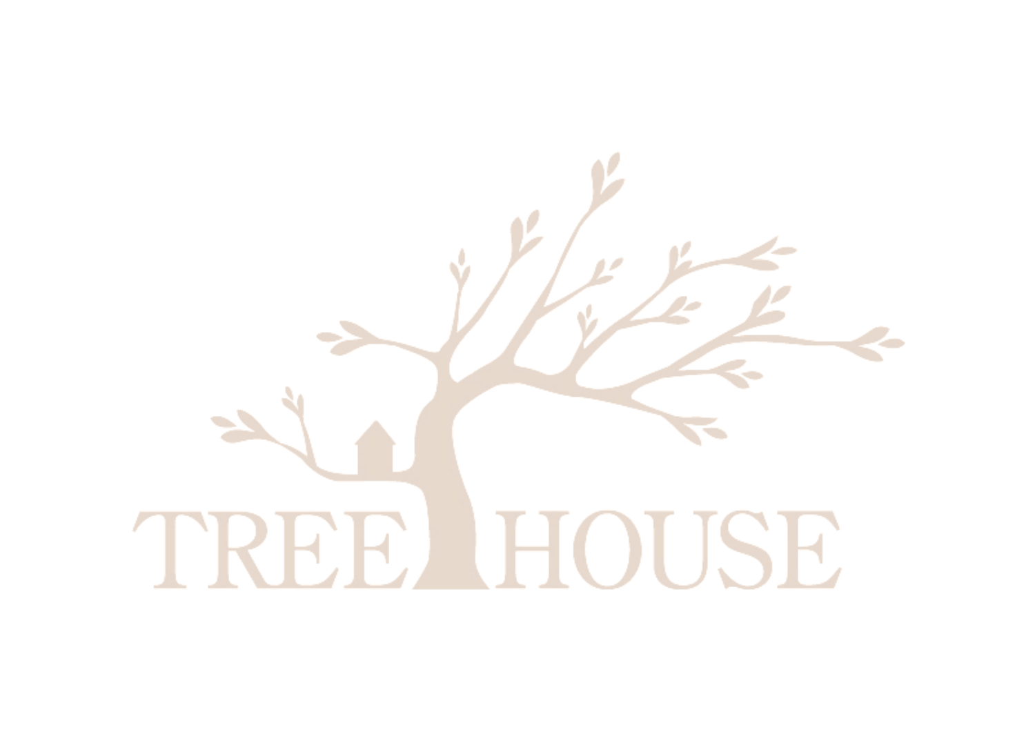TREE HOUSE